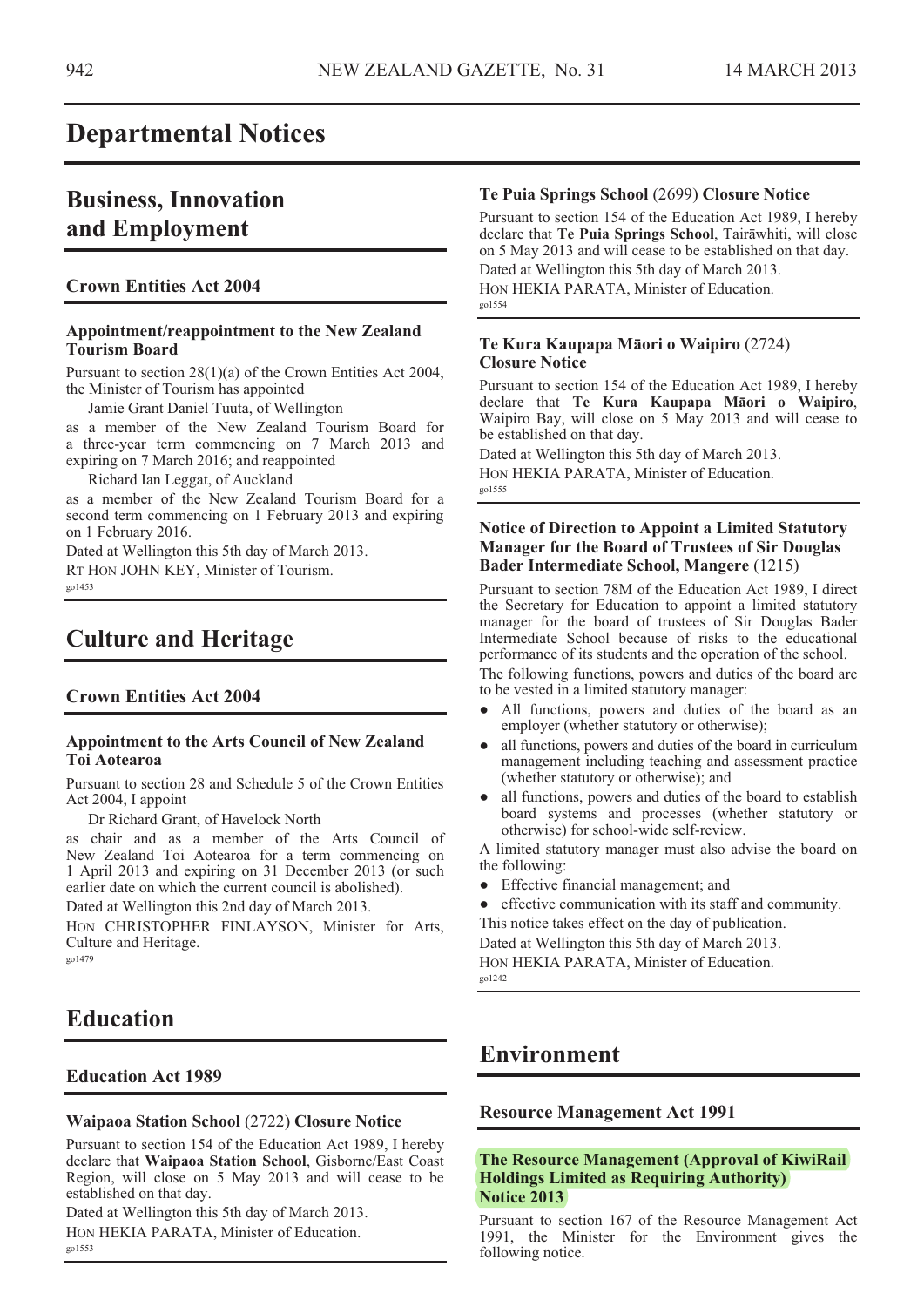# Departmental Notices

## Business, Innovation and Employment

### Crown Entities Act 2004

#### Appointment/reappointment to the New Zealand Tourism Board

Pursuant to section 28(1)(a) of the Crown Entities Act 2004, the Minister of Tourism has appointed

Jamie Grant Daniel Tuuta, of Wellington

as a member of the New Zealand Tourism Board for a three-year term commencing on 7 March 2013 and expiring on 7 March 2016; and reappointed

Richard Ian Leggat, of Auckland

as a member of the New Zealand Tourism Board for a second term commencing on 1 February 2013 and expiring on 1 February 2016.

Dated at Wellington this 5th day of March 2013.

RT HON JOHN KEY, Minister of Tourism.

go1453

## Culture and Heritage

### Crown Entities Act 2004

#### Appointment to the Arts Council of New Zealand Toi Aotearoa

Pursuant to section 28 and Schedule 5 of the Crown Entities Act 2004, I appoint

Dr Richard Grant, of Havelock North

as chair and as a member of the Arts Council of New Zealand Toi Aotearoa for a term commencing on 1 April 2013 and expiring on 31 December 2013 (or such earlier date on which the current council is abolished).

Dated at Wellington this 2nd day of March 2013.

HON CHRISTOPHER FINLAYSON, Minister for Arts, Culture and Heritage.

go1479

## Education

### Education Act 1989

#### Waipaoa Station School (2722) Closure Notice

Pursuant to section 154 of the Education Act 1989, I hereby declare that **Waipaoa Station School**, Gisborne/East Coast Region, will close on 5 May 2013 and will cease to be established on that day.

Dated at Wellington this 5th day of March 2013.

HON HEKIA PARATA, Minister of Education.

go1553

#### Te Puia Springs School (2699) Closure Notice

Pursuant to section 154 of the Education Act 1989, I hereby declare that **Te Puia Springs School**, Tairāwhiti, will close on 5 May 2013 and will cease to be established on that day.

Dated at Wellington this 5th day of March 2013.

HON HEKIA PARATA, Minister of Education.

go1554

#### Te Kura Kaupapa Māori o Waipiro (2724) Closure Notice

Pursuant to section 154 of the Education Act 1989, I hereby declare that **Te Kura Kaupapa Māori o Waipiro**, Waipiro Bay, will close on 5 May 2013 and will cease to be established on that day.

Dated at Wellington this 5th day of March 2013.

HON HEKIA PARATA, Minister of Education.

go1555

#### Notice of Direction to Appoint a Limited Statutory Manager for the Board of Trustees of Sir Douglas Bader Intermediate School, Mangere (1215)

Pursuant to section 78M of the Education Act 1989, I direct the Secretary for Education to appoint a limited statutory manager for the board of trustees of Sir Douglas Bader Intermediate School because of risks to the educational performance of its students and the operation of the school.

The following functions, powers and duties of the board are to be vested in a limited statutory manager:

- All functions, powers and duties of the board as an employer (whether statutory or otherwise);
- all functions, powers and duties of the board in curriculum management including teaching and assessment practice (whether statutory or otherwise); and
- all functions, powers and duties of the board to establish board systems and processes (whether statutory or otherwise) for school-wide self-review.

A limited statutory manager must also advise the board on the following:

- Effective financial management; and
- effective communication with its staff and community.

This notice takes effect on the day of publication.

Dated at Wellington this 5th day of March 2013.

HON HEKIA PARATA, Minister of Education.

go1242

## Environment

### Resource Management Act 1991

#### The Resource Management (Approval of KiwiRail Holdings Limited as Requiring Authority) Notice 2013

Pursuant to section 167 of the Resource Management Act 1991, the Minister for the Environment gives the following notice.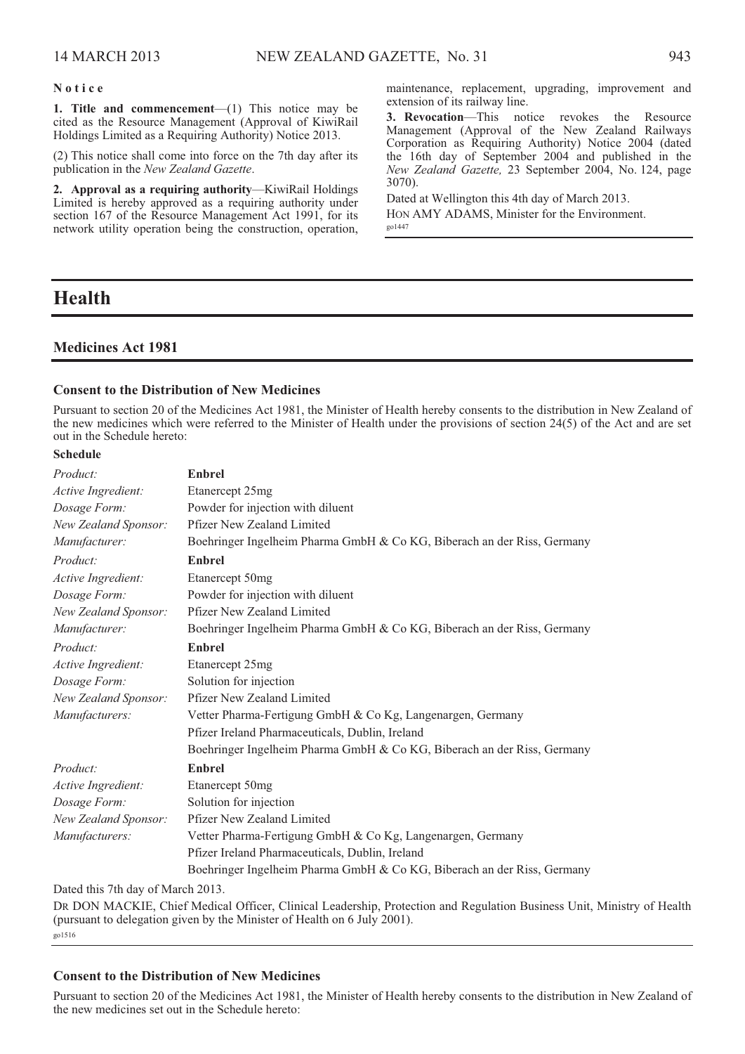**N o t i c e**

**1. Title and commencement**—(1) This notice may be cited as the Resource Management (Approval of KiwiRail Holdings Limited as a Requiring Authority) Notice 2013.

(2) This notice shall come into force on the 7th day after its publication in the *New Zealand Gazette*.

**2. Approval as a requiring authority**—KiwiRail Holdings Limited is hereby approved as a requiring authority under section 167 of the Resource Management Act 1991, for its network utility operation being the construction, operation, maintenance, replacement, upgrading, improvement and extension of its railway line.

**3. Revocation**—This notice revokes the Resource Management (Approval of the New Zealand Railways Corporation as Requiring Authority) Notice 2004 (dated the 16th day of September 2004 and published in the *New Zealand Gazette,* 23 September 2004, No. 124, page 3070).

Dated at Wellington this 4th day of March 2013.

HON AMY ADAMS, Minister for the Environment.

go1447

# Health

## Medicines Act 1981

### Consent to the Distribution of New Medicines

Pursuant to section 20 of the Medicines Act 1981, the Minister of Health hereby consents to the distribution in New Zealand of the new medicines which were referred to the Minister of Health under the provisions of section 24(5) of the Act and are set out in the Schedule hereto:

**Schedule**

| | |
|---|---|
| *Product:* | **Enbrel** |
| *Active Ingredient:* | Etanercept 25mg |
| *Dosage Form:* | Powder for injection with diluent |
| *New Zealand Sponsor:* | Pfizer New Zealand Limited |
| *Manufacturer:* | Boehringer Ingelheim Pharma GmbH & Co KG, Biberach an der Riss, Germany |
| *Product:* | **Enbrel** |
| *Active Ingredient:* | Etanercept 50mg |
| *Dosage Form:* | Powder for injection with diluent |
| *New Zealand Sponsor:* | Pfizer New Zealand Limited |
| *Manufacturer:* | Boehringer Ingelheim Pharma GmbH & Co KG, Biberach an der Riss, Germany |
| *Product:* | **Enbrel** |
| *Active Ingredient:* | Etanercept 25mg |
| *Dosage Form:* | Solution for injection |
| *New Zealand Sponsor:* | Pfizer New Zealand Limited |
| *Manufacturers:* | Vetter Pharma-Fertigung GmbH & Co Kg, Langenargen, Germany |
| | Pfizer Ireland Pharmaceuticals, Dublin, Ireland |
| | Boehringer Ingelheim Pharma GmbH & Co KG, Biberach an der Riss, Germany |
| *Product:* | **Enbrel** |
| *Active Ingredient:* | Etanercept 50mg |
| *Dosage Form:* | Solution for injection |
| *New Zealand Sponsor:* | Pfizer New Zealand Limited |
| *Manufacturers:* | Vetter Pharma-Fertigung GmbH & Co Kg, Langenargen, Germany |
| | Pfizer Ireland Pharmaceuticals, Dublin, Ireland |
| | Boehringer Ingelheim Pharma GmbH & Co KG, Biberach an der Riss, Germany |

Dated this 7th day of March 2013.

DR DON MACKIE, Chief Medical Officer, Clinical Leadership, Protection and Regulation Business Unit, Ministry of Health (pursuant to delegation given by the Minister of Health on 6 July 2001).

go1516

### Consent to the Distribution of New Medicines

Pursuant to section 20 of the Medicines Act 1981, the Minister of Health hereby consents to the distribution in New Zealand of the new medicines set out in the Schedule hereto: